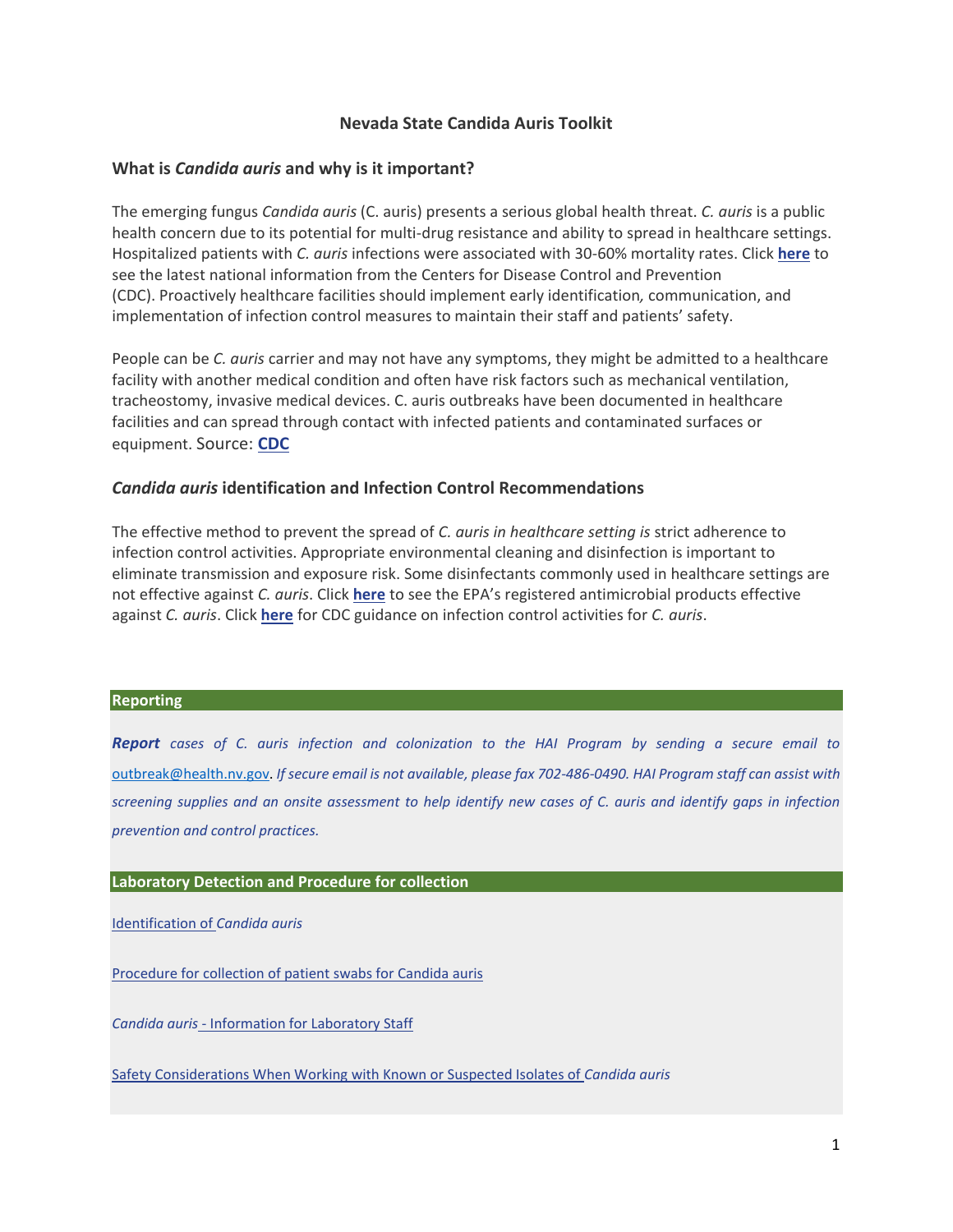# Nevada State Candida Auris Toolkit

## What is *Candida auris* and why is it important?

The emerging fungus *Candida auris* (C. auris) presents a serious global health threat. *C. auris* is a public health concern due to its potential for multi-drug resistance and ability to spread in healthcare settings. Hospitalized patients with *C. auris* infections were associated with 30-60% mortality rates. Click **here** to see the latest national information from the Centers for Disease Control and Prevention (CDC). Proactively healthcare facilities should implement early identification*,* communication, and implementation of infection control measures to maintain their staff and patients' safety.

People can be *C. auris* carrier and may not have any symptoms, they might be admitted to a healthcare facility with another medical condition and often have risk factors such as mechanical ventilation, tracheostomy, invasive medical devices. C. auris outbreaks have been documented in healthcare facilities and can spread through contact with infected patients and contaminated surfaces or equipment. Source: **CDC**

## *Candida auris* identification and Infection Control Recommendations

The effective method to prevent the spread of *C. auris in healthcare setting is* strict adherence to infection control activities. Appropriate environmental cleaning and disinfection is important to eliminate transmission and exposure risk. Some disinfectants commonly used in healthcare settings are not effective against *C. auris*. Click **here** to see the EPA's registered antimicrobial products effective against *C. auris*. Click **here** for CDC guidance on infection control activities for *C. auris*.

### Reporting

***Report** cases of C. auris infection and colonization to the HAI Program by sending a secure email to* outbreak@health.nv.gov. *If secure email is not available, please fax 702-486-0490. HAI Program staff can assist with screening supplies and an onsite assessment to help identify new cases of C. auris and identify gaps in infection prevention and control practices.*

### Laboratory Detection and Procedure for collection

Identification of *Candida auris*

Procedure for collection of patient swabs for Candida auris

*Candida auris* - Information for Laboratory Staff

Safety Considerations When Working with Known or Suspected Isolates of *Candida auris*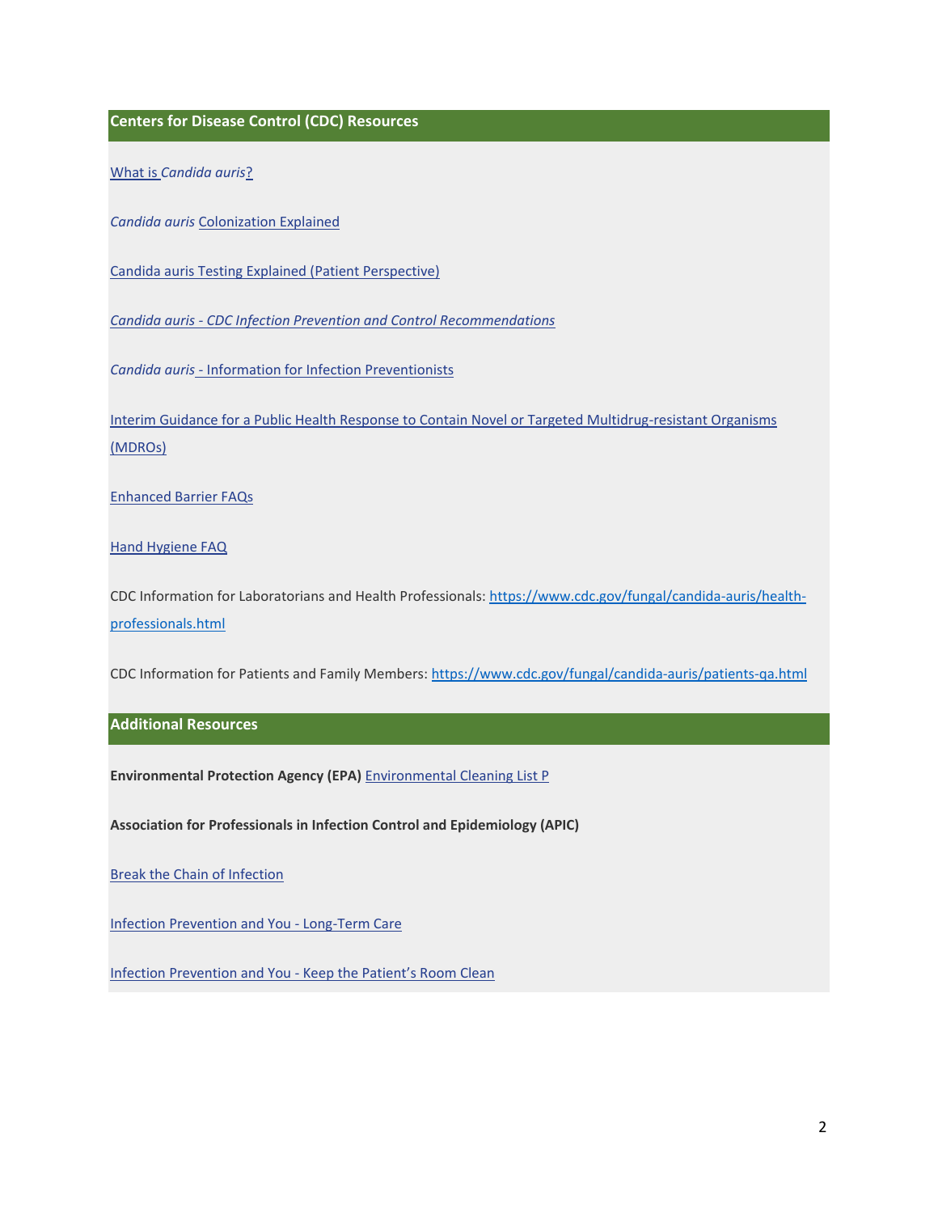## Centers for Disease Control (CDC) Resources

What is *Candida auris*?

*Candida auris* Colonization Explained

Candida auris Testing Explained (Patient Perspective)

*Candida auris - CDC Infection Prevention and Control Recommendations*

*Candida auris* - Information for Infection Preventionists

Interim Guidance for a Public Health Response to Contain Novel or Targeted Multidrug-resistant Organisms (MDROs)

Enhanced Barrier FAQs

Hand Hygiene FAQ

CDC Information for Laboratorians and Health Professionals: https://www.cdc.gov/fungal/candida-auris/health-professionals.html

CDC Information for Patients and Family Members: https://www.cdc.gov/fungal/candida-auris/patients-qa.html

## Additional Resources

**Environmental Protection Agency (EPA)** Environmental Cleaning List P

**Association for Professionals in Infection Control and Epidemiology (APIC)**

Break the Chain of Infection

Infection Prevention and You - Long-Term Care

Infection Prevention and You - Keep the Patient's Room Clean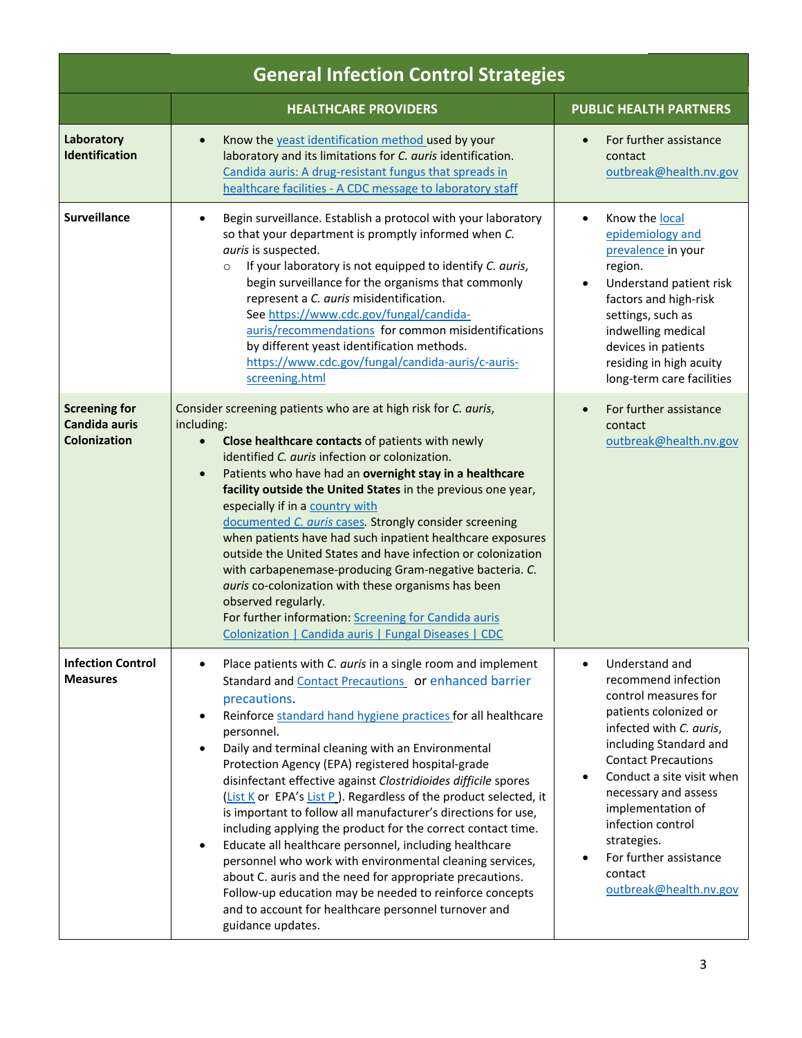| General Infection Control Strategies | | |
|---|---|---|
| | **HEALTHCARE PROVIDERS** | **PUBLIC HEALTH PARTNERS** |
| **Laboratory Identification** | • Know the yeast identification method used by your laboratory and its limitations for *C. auris* identification. Candida auris: A drug-resistant fungus that spreads in healthcare facilities - A CDC message to laboratory staff | • For further assistance contact outbreak@health.nv.gov |
| **Surveillance** | • Begin surveillance. Establish a protocol with your laboratory so that your department is promptly informed when *C. auris* is suspected.<br>  ○ If your laboratory is not equipped to identify *C. auris*, begin surveillance for the organisms that commonly represent a *C. auris* misidentification. See https://www.cdc.gov/fungal/candida-auris/recommendations for common misidentifications by different yeast identification methods. https://www.cdc.gov/fungal/candida-auris/c-auris-screening.html | • Know the local epidemiology and prevalence in your region.<br>• Understand patient risk factors and high-risk settings, such as indwelling medical devices in patients residing in high acuity long-term care facilities |
| **Screening for Candida auris Colonization** | Consider screening patients who are at high risk for *C. auris*, including:<br>• **Close healthcare contacts** of patients with newly identified *C. auris* infection or colonization.<br>• Patients who have had an **overnight stay in a healthcare facility outside the United States** in the previous one year, especially if in a country with documented *C. auris* cases. Strongly consider screening when patients have had such inpatient healthcare exposures outside the United States and have infection or colonization with carbapenemase-producing Gram-negative bacteria. *C. auris* co-colonization with these organisms has been observed regularly.<br>For further information: Screening for Candida auris Colonization \| Candida auris \| Fungal Diseases \| CDC | • For further assistance contact outbreak@health.nv.gov |
| **Infection Control Measures** | • Place patients with *C. auris* in a single room and implement Standard and Contact Precautions or enhanced barrier precautions.<br>• Reinforce standard hand hygiene practices for all healthcare personnel.<br>• Daily and terminal cleaning with an Environmental Protection Agency (EPA) registered hospital-grade disinfectant effective against *Clostridioides difficile* spores (List K or EPA's List P ). Regardless of the product selected, it is important to follow all manufacturer's directions for use, including applying the product for the correct contact time.<br>• Educate all healthcare personnel, including healthcare personnel who work with environmental cleaning services, about C. auris and the need for appropriate precautions. Follow-up education may be needed to reinforce concepts and to account for healthcare personnel turnover and guidance updates. | • Understand and recommend infection control measures for patients colonized or infected with *C. auris*, including Standard and Contact Precautions<br>• Conduct a site visit when necessary and assess implementation of infection control strategies.<br>• For further assistance contact outbreak@health.nv.gov |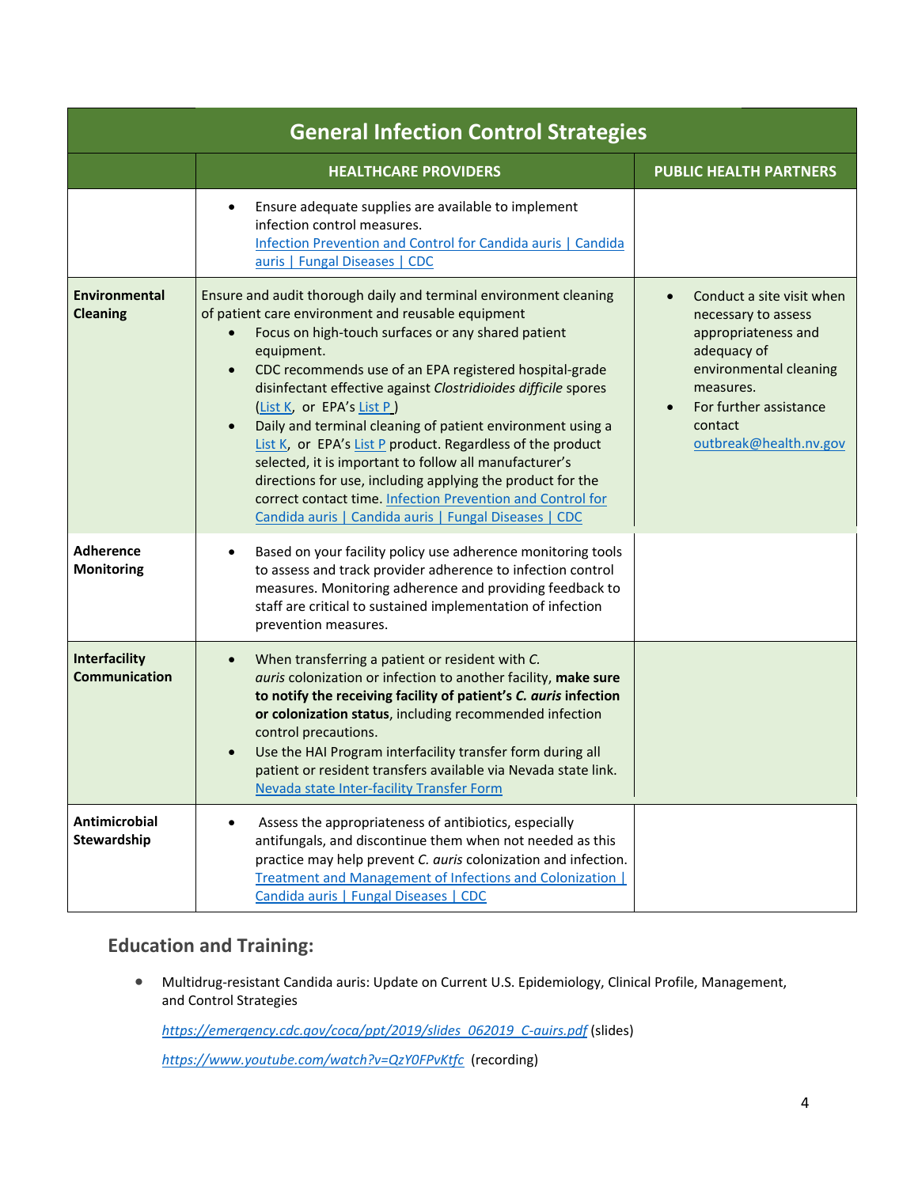| General Infection Control Strategies | | |
|---|---|---|
| | **HEALTHCARE PROVIDERS** | **PUBLIC HEALTH PARTNERS** |
| | • Ensure adequate supplies are available to implement infection control measures. [Infection Prevention and Control for Candida auris \| Candida auris \| Fungal Diseases \| CDC] | |
| **Environmental Cleaning** | Ensure and audit thorough daily and terminal environment cleaning of patient care environment and reusable equipment<br>• Focus on high-touch surfaces or any shared patient equipment.<br>• CDC recommends use of an EPA registered hospital-grade disinfectant effective against *Clostridioides difficile* spores (List K, or EPA's List P)<br>• Daily and terminal cleaning of patient environment using a List K, or EPA's List P product. Regardless of the product selected, it is important to follow all manufacturer's directions for use, including applying the product for the correct contact time. Infection Prevention and Control for Candida auris \| Candida auris \| Fungal Diseases \| CDC | • Conduct a site visit when necessary to assess appropriateness and adequacy of environmental cleaning measures.<br>• For further assistance contact outbreak@health.nv.gov |
| **Adherence Monitoring** | • Based on your facility policy use adherence monitoring tools to assess and track provider adherence to infection control measures. Monitoring adherence and providing feedback to staff are critical to sustained implementation of infection prevention measures. | |
| **Interfacility Communication** | • When transferring a patient or resident with *C. auris* colonization or infection to another facility, **make sure to notify the receiving facility of patient's *C. auris* infection or colonization status**, including recommended infection control precautions.<br>• Use the HAI Program interfacility transfer form during all patient or resident transfers available via Nevada state link. Nevada state Inter-facility Transfer Form | |
| **Antimicrobial Stewardship** | • Assess the appropriateness of antibiotics, especially antifungals, and discontinue them when not needed as this practice may help prevent *C. auris* colonization and infection. Treatment and Management of Infections and Colonization \| Candida auris \| Fungal Diseases \| CDC | |

## Education and Training:

- Multidrug-resistant Candida auris: Update on Current U.S. Epidemiology, Clinical Profile, Management, and Control Strategies

  *https://emergency.cdc.gov/coca/ppt/2019/slides_062019_C-auirs.pdf* (slides)

  *https://www.youtube.com/watch?v=QzY0FPvKtfc* (recording)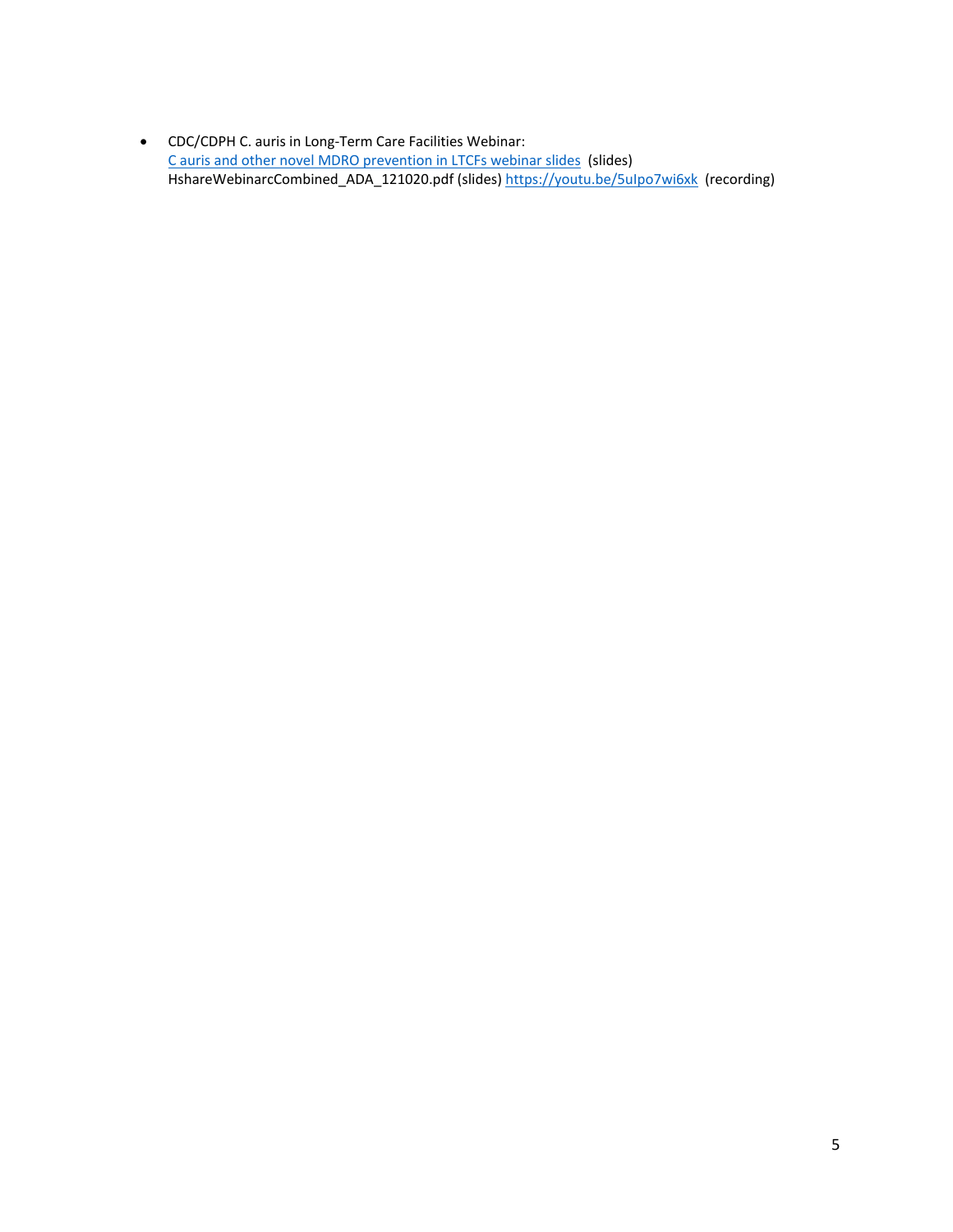- CDC/CDPH C. auris in Long-Term Care Facilities Webinar:
  [C auris and other novel MDRO prevention in LTCFs webinar slides](#) (slides)
  HshareWebinarcCombined_ADA_121020.pdf (slides) [https://youtu.be/5uIpo7wi6xk](https://youtu.be/5uIpo7wi6xk) (recording)